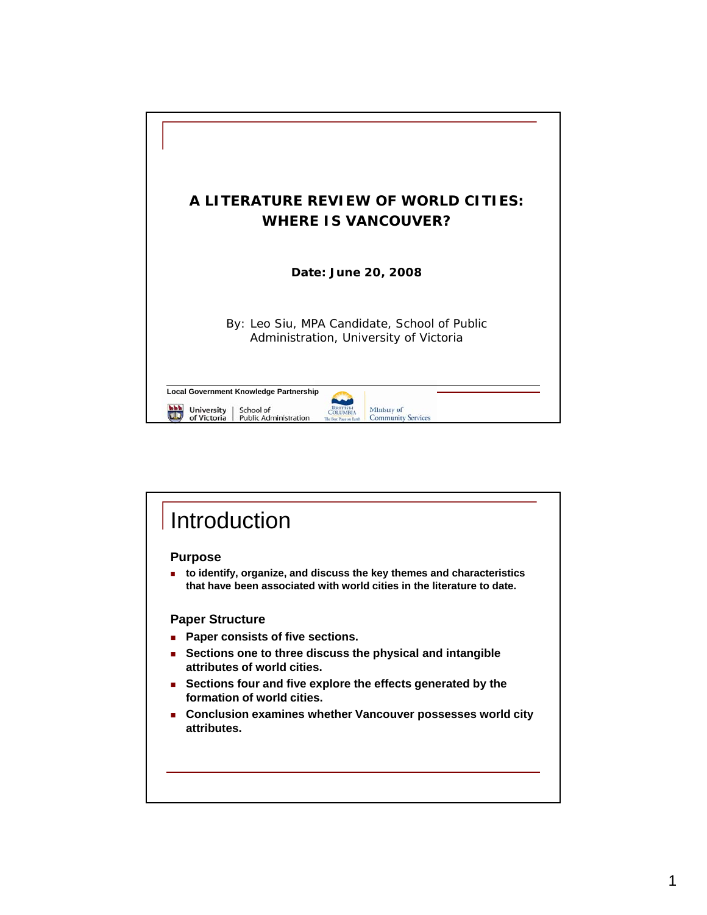# A LITERATURE REVIEW OF WORLD CITIES: WHERE IS VANCOUVER?

**Date: June 20, 2008**

By: Leo Siu, MPA Candidate, School of Public Administration, University of Victoria

**Local Government Knowledge Partnership**

University of Victoria | School of Public Administration

British Columbia — Ministry of Community Services

## Introduction

### Purpose

- **to identify, organize, and discuss the key themes and characteristics that have been associated with world cities in the literature to date.**

### Paper Structure

- **Paper consists of five sections.**
- **Sections one to three discuss the physical and intangible attributes of world cities.**
- **Sections four and five explore the effects generated by the formation of world cities.**
- **Conclusion examines whether Vancouver possesses world city attributes.**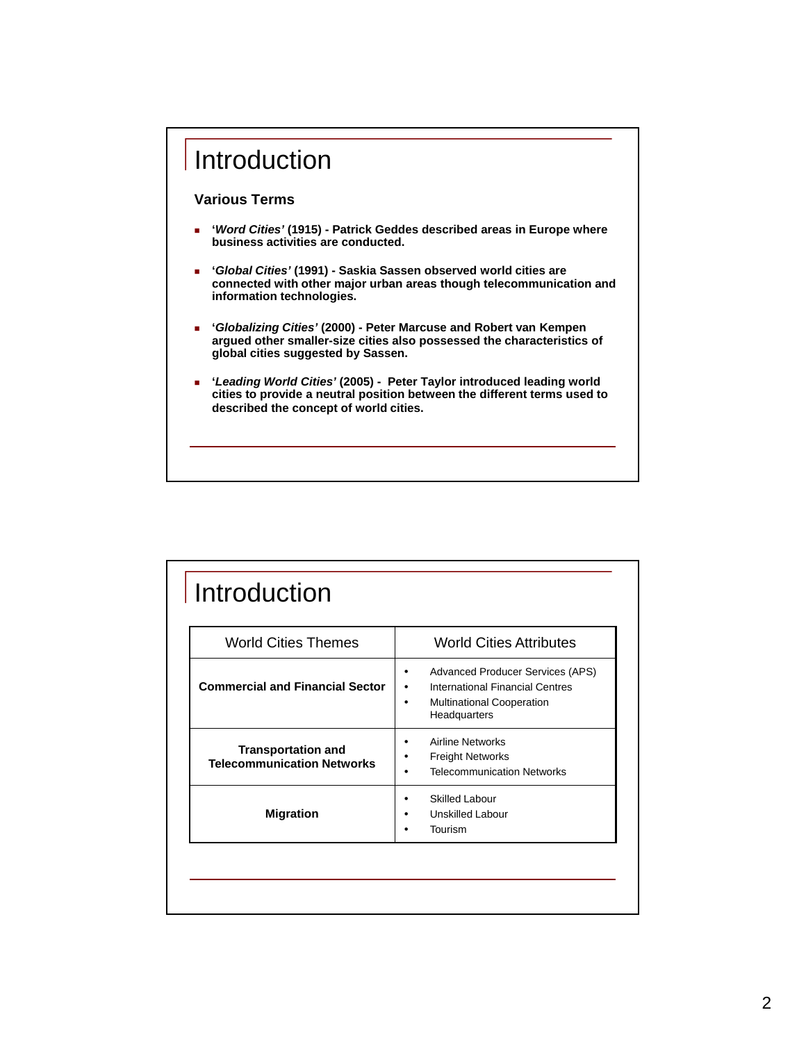# Introduction

### Various Terms

- **'*Word Cities'* (1915) - Patrick Geddes described areas in Europe where business activities are conducted.**
- **'*Global Cities'* (1991) - Saskia Sassen observed world cities are connected with other major urban areas though telecommunication and information technologies.**
- **'*Globalizing Cities'* (2000) - Peter Marcuse and Robert van Kempen argued other smaller-size cities also possessed the characteristics of global cities suggested by Sassen.**
- **'*Leading World Cities'* (2005) - Peter Taylor introduced leading world cities to provide a neutral position between the different terms used to described the concept of world cities.**

# Introduction

| World Cities Themes | World Cities Attributes |
|---|---|
| **Commercial and Financial Sector** | • Advanced Producer Services (APS)<br>• International Financial Centres<br>• Multinational Cooperation Headquarters |
| **Transportation and Telecommunication Networks** | • Airline Networks<br>• Freight Networks<br>• Telecommunication Networks |
| **Migration** | • Skilled Labour<br>• Unskilled Labour<br>• Tourism |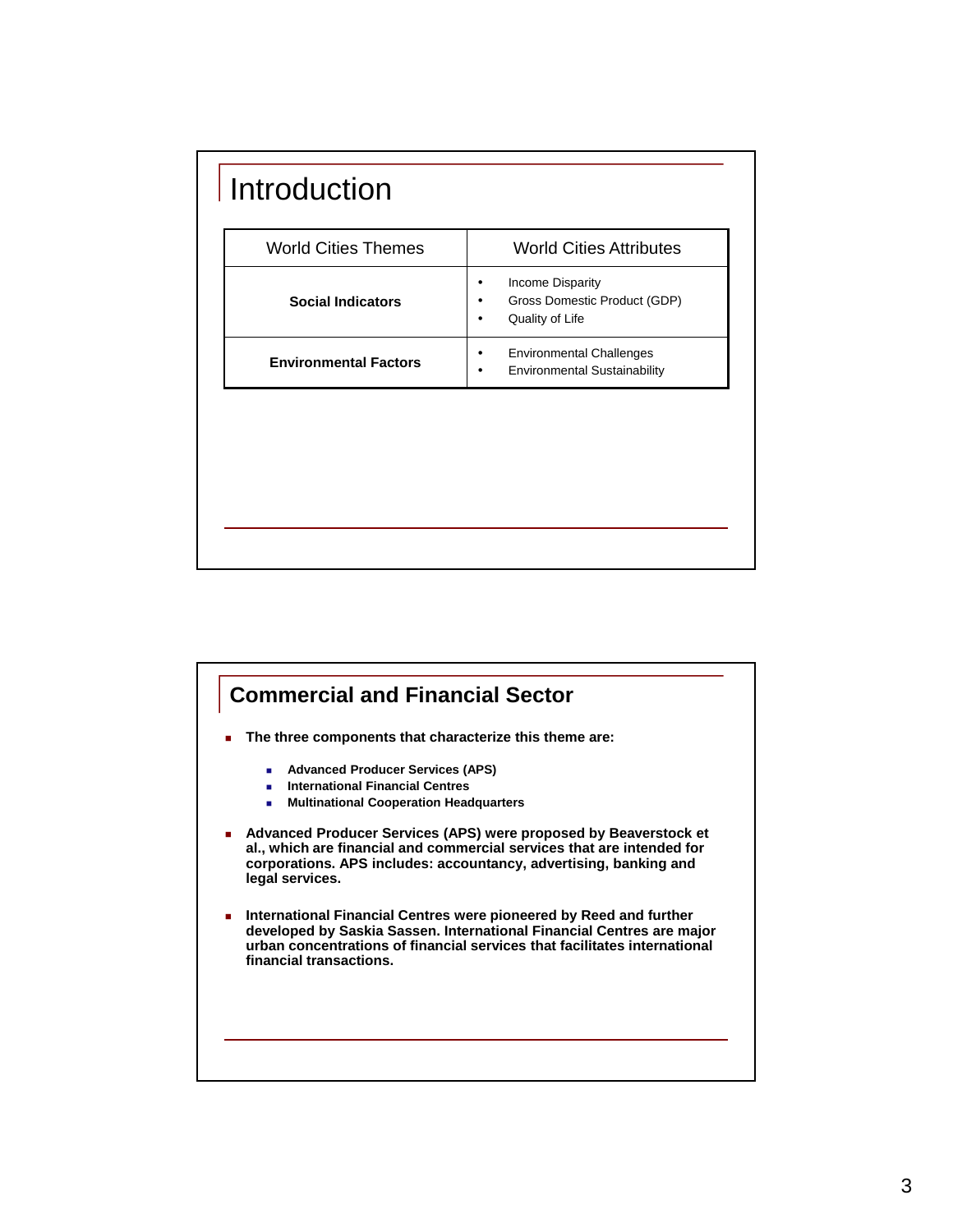# Introduction

| World Cities Themes | World Cities Attributes |
|---|---|
| **Social Indicators** | • Income Disparity<br>• Gross Domestic Product (GDP)<br>• Quality of Life |
| **Environmental Factors** | • Environmental Challenges<br>• Environmental Sustainability |

# Commercial and Financial Sector

- **The three components that characterize this theme are:**
  - **Advanced Producer Services (APS)**
  - **International Financial Centres**
  - **Multinational Cooperation Headquarters**
- **Advanced Producer Services (APS) were proposed by Beaverstock et al., which are financial and commercial services that are intended for corporations. APS includes: accountancy, advertising, banking and legal services.**
- **International Financial Centres were pioneered by Reed and further developed by Saskia Sassen. International Financial Centres are major urban concentrations of financial services that facilitates international financial transactions.**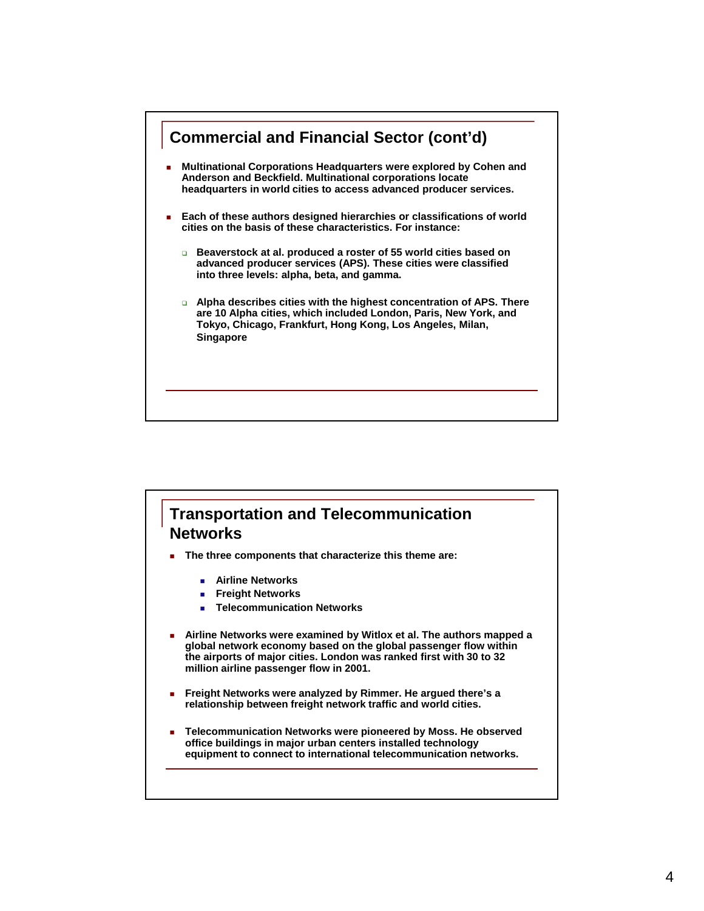## Commercial and Financial Sector (cont'd)

- Multinational Corporations Headquarters were explored by Cohen and Anderson and Beckfield. Multinational corporations locate headquarters in world cities to access advanced producer services.
- Each of these authors designed hierarchies or classifications of world cities on the basis of these characteristics. For instance:
  - Beaverstock at al. produced a roster of 55 world cities based on advanced producer services (APS). These cities were classified into three levels: alpha, beta, and gamma.
  - Alpha describes cities with the highest concentration of APS. There are 10 Alpha cities, which included London, Paris, New York, and Tokyo, Chicago, Frankfurt, Hong Kong, Los Angeles, Milan, Singapore

## Transportation and Telecommunication Networks

- The three components that characterize this theme are:
  - Airline Networks
  - Freight Networks
  - Telecommunication Networks
- Airline Networks were examined by Witlox et al. The authors mapped a global network economy based on the global passenger flow within the airports of major cities. London was ranked first with 30 to 32 million airline passenger flow in 2001.
- Freight Networks were analyzed by Rimmer. He argued there's a relationship between freight network traffic and world cities.
- Telecommunication Networks were pioneered by Moss. He observed office buildings in major urban centers installed technology equipment to connect to international telecommunication networks.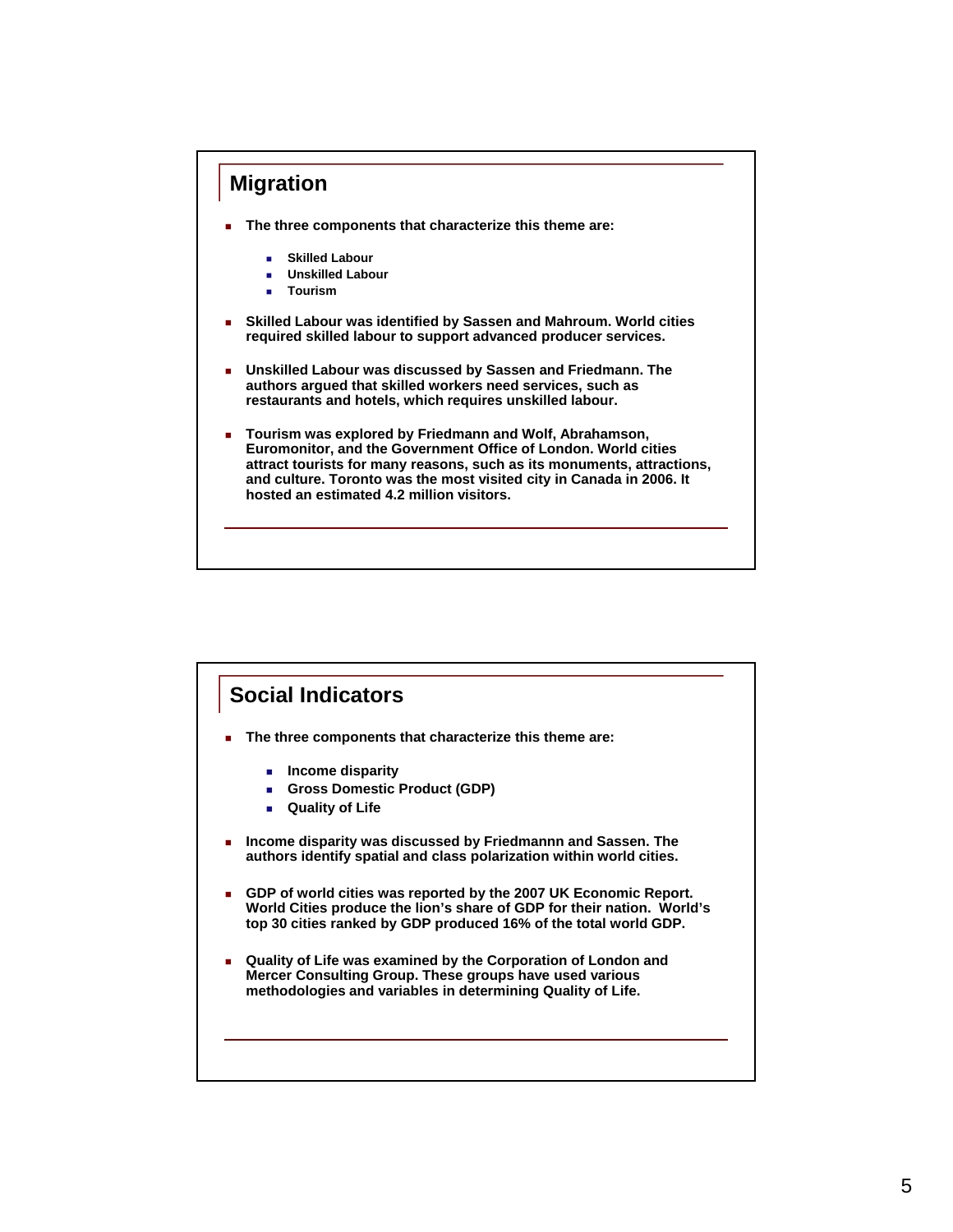## Migration

- The three components that characterize this theme are:
  - Skilled Labour
  - Unskilled Labour
  - Tourism
- Skilled Labour was identified by Sassen and Mahroum. World cities required skilled labour to support advanced producer services.
- Unskilled Labour was discussed by Sassen and Friedmann. The authors argued that skilled workers need services, such as restaurants and hotels, which requires unskilled labour.
- Tourism was explored by Friedmann and Wolf, Abrahamson, Euromonitor, and the Government Office of London. World cities attract tourists for many reasons, such as its monuments, attractions, and culture. Toronto was the most visited city in Canada in 2006. It hosted an estimated 4.2 million visitors.

## Social Indicators

- The three components that characterize this theme are:
  - Income disparity
  - Gross Domestic Product (GDP)
  - Quality of Life
- Income disparity was discussed by Friedmannn and Sassen. The authors identify spatial and class polarization within world cities.
- GDP of world cities was reported by the 2007 UK Economic Report. World Cities produce the lion's share of GDP for their nation. World's top 30 cities ranked by GDP produced 16% of the total world GDP.
- Quality of Life was examined by the Corporation of London and Mercer Consulting Group. These groups have used various methodologies and variables in determining Quality of Life.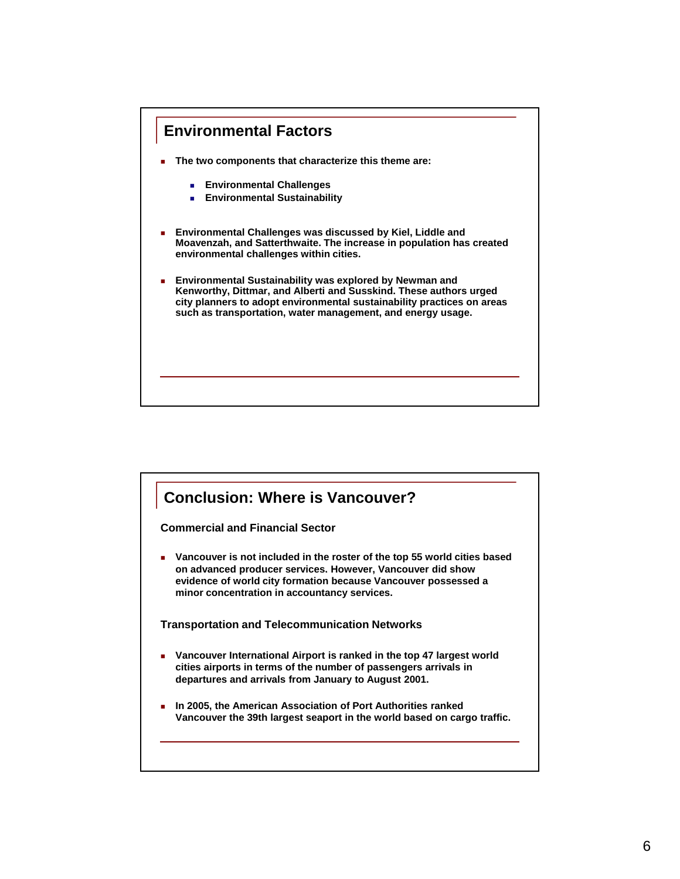## Environmental Factors

- The two components that characterize this theme are:
  - Environmental Challenges
  - Environmental Sustainability

- Environmental Challenges was discussed by Kiel, Liddle and Moavenzah, and Satterthwaite. The increase in population has created environmental challenges within cities.

- Environmental Sustainability was explored by Newman and Kenworthy, Dittmar, and Alberti and Susskind. These authors urged city planners to adopt environmental sustainability practices on areas such as transportation, water management, and energy usage.

## Conclusion: Where is Vancouver?

**Commercial and Financial Sector**

- Vancouver is not included in the roster of the top 55 world cities based on advanced producer services. However, Vancouver did show evidence of world city formation because Vancouver possessed a minor concentration in accountancy services.

**Transportation and Telecommunication Networks**

- Vancouver International Airport is ranked in the top 47 largest world cities airports in terms of the number of passengers arrivals in departures and arrivals from January to August 2001.

- In 2005, the American Association of Port Authorities ranked Vancouver the 39th largest seaport in the world based on cargo traffic.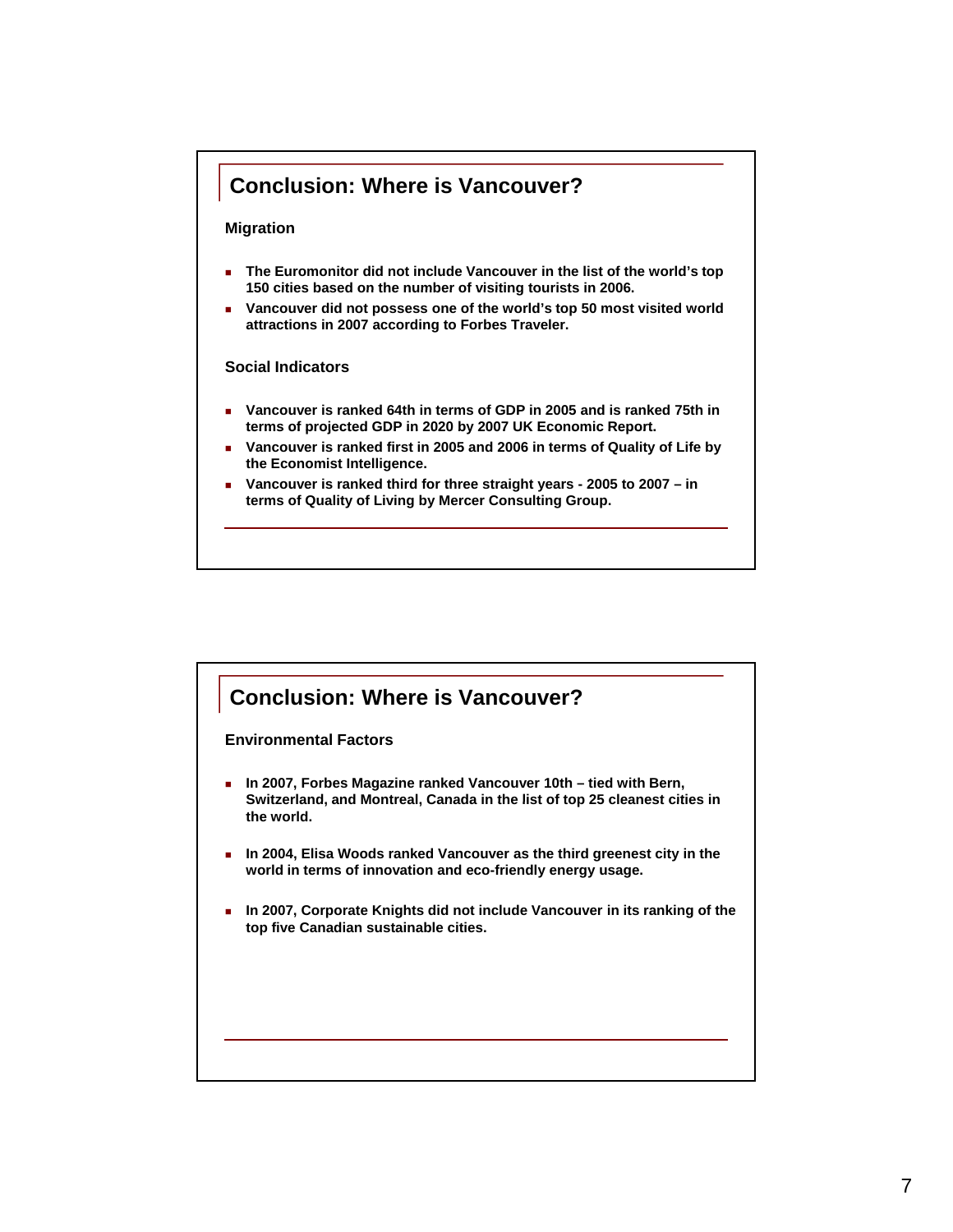## Conclusion: Where is Vancouver?

**Migration**

- **The Euromonitor did not include Vancouver in the list of the world's top 150 cities based on the number of visiting tourists in 2006.**
- **Vancouver did not possess one of the world's top 50 most visited world attractions in 2007 according to Forbes Traveler.**

**Social Indicators**

- **Vancouver is ranked 64th in terms of GDP in 2005 and is ranked 75th in terms of projected GDP in 2020 by 2007 UK Economic Report.**
- **Vancouver is ranked first in 2005 and 2006 in terms of Quality of Life by the Economist Intelligence.**
- **Vancouver is ranked third for three straight years - 2005 to 2007 – in terms of Quality of Living by Mercer Consulting Group.**

## Conclusion: Where is Vancouver?

**Environmental Factors**

- **In 2007, Forbes Magazine ranked Vancouver 10th – tied with Bern, Switzerland, and Montreal, Canada in the list of top 25 cleanest cities in the world.**
- **In 2004, Elisa Woods ranked Vancouver as the third greenest city in the world in terms of innovation and eco-friendly energy usage.**
- **In 2007, Corporate Knights did not include Vancouver in its ranking of the top five Canadian sustainable cities.**